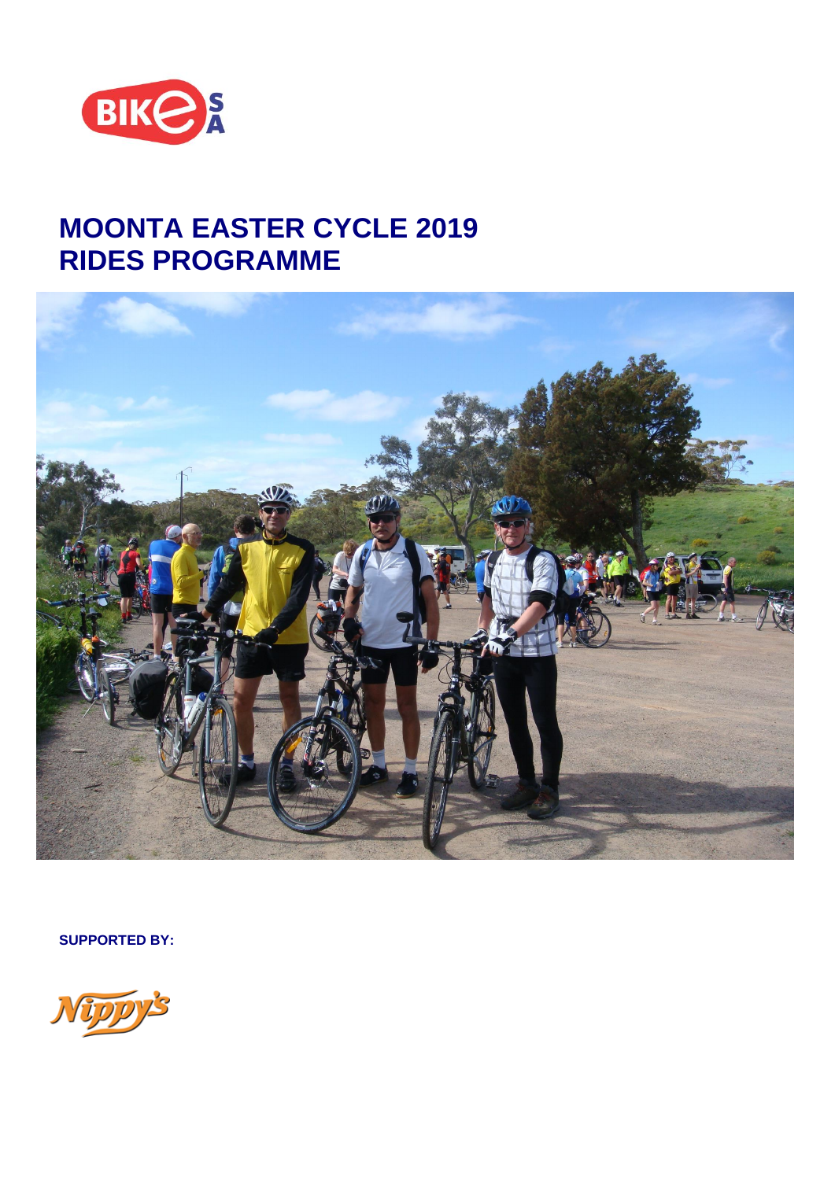# MOONTA EASTER CYCLE 2019
# RIDES PROGRAMME

**SUPPORTED BY:**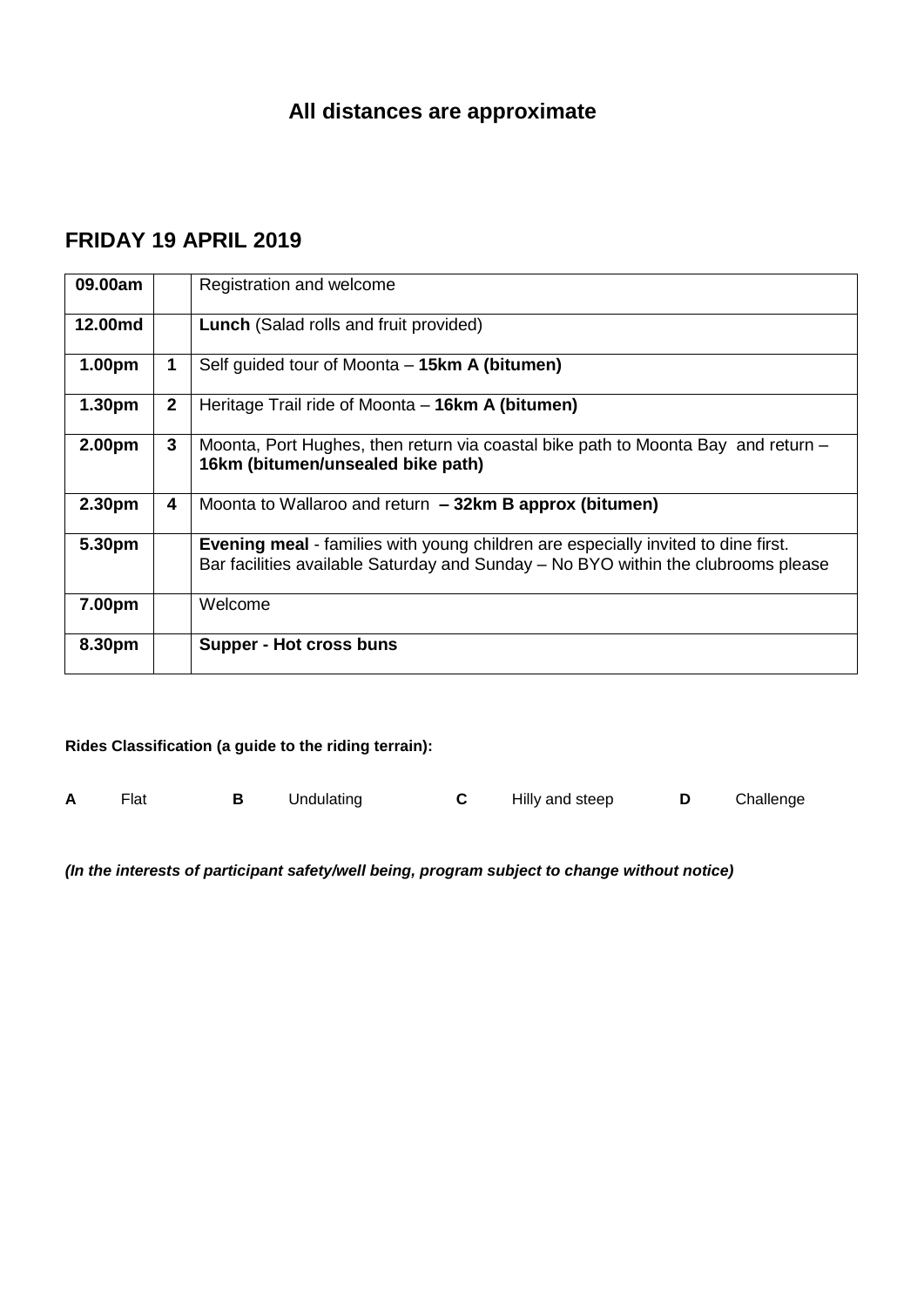## All distances are approximate

## FRIDAY 19 APRIL 2019

| | | |
|---|---|---|
| **09.00am** | | Registration and welcome |
| **12.00md** | | **Lunch** (Salad rolls and fruit provided) |
| **1.00pm** | **1** | Self guided tour of Moonta – **15km A (bitumen)** |
| **1.30pm** | **2** | Heritage Trail ride of Moonta – **16km A (bitumen)** |
| **2.00pm** | **3** | Moonta, Port Hughes, then return via coastal bike path to Moonta Bay and return – **16km (bitumen/unsealed bike path)** |
| **2.30pm** | **4** | Moonta to Wallaroo and return **– 32km B approx (bitumen)** |
| **5.30pm** | | **Evening meal** - families with young children are especially invited to dine first. Bar facilities available Saturday and Sunday – No BYO within the clubrooms please |
| **7.00pm** | | Welcome |
| **8.30pm** | | **Supper - Hot cross buns** |

**Rides Classification (a guide to the riding terrain):**

**A** Flat **B** Undulating **C** Hilly and steep **D** Challenge

***(In the interests of participant safety/well being, program subject to change without notice)***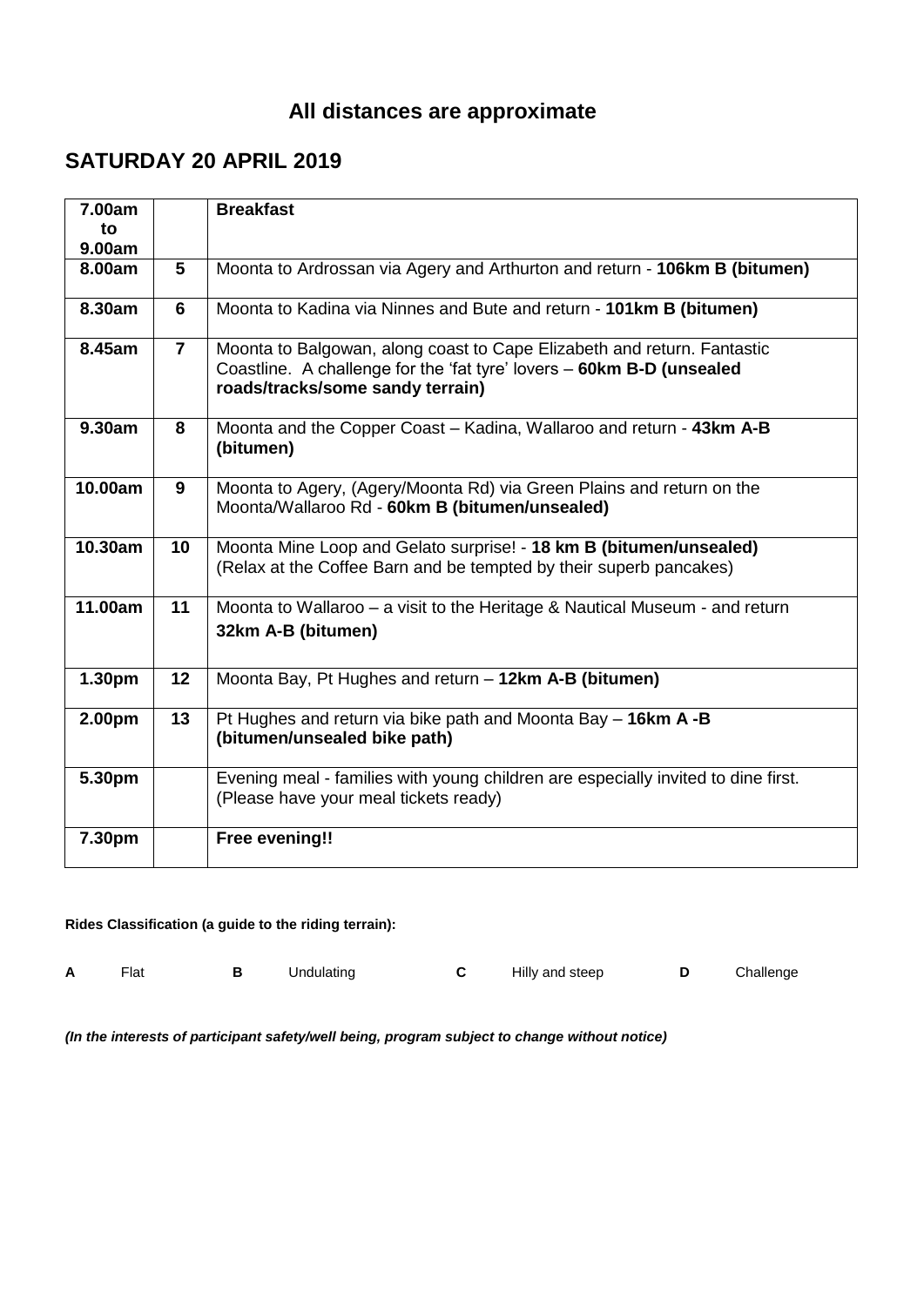## All distances are approximate

## SATURDAY 20 APRIL 2019

| **7.00am to 9.00am** | | **Breakfast** |
|---|---|---|
| **8.00am** | **5** | Moonta to Ardrossan via Agery and Arthurton and return - **106km B (bitumen)** |
| **8.30am** | **6** | Moonta to Kadina via Ninnes and Bute and return - **101km B (bitumen)** |
| **8.45am** | **7** | Moonta to Balgowan, along coast to Cape Elizabeth and return. Fantastic Coastline. A challenge for the 'fat tyre' lovers – **60km B-D (unsealed roads/tracks/some sandy terrain)** |
| **9.30am** | **8** | Moonta and the Copper Coast – Kadina, Wallaroo and return - **43km A-B (bitumen)** |
| **10.00am** | **9** | Moonta to Agery, (Agery/Moonta Rd) via Green Plains and return on the Moonta/Wallaroo Rd - **60km B (bitumen/unsealed)** |
| **10.30am** | **10** | Moonta Mine Loop and Gelato surprise! - **18 km B (bitumen/unsealed)** (Relax at the Coffee Barn and be tempted by their superb pancakes) |
| **11.00am** | **11** | Moonta to Wallaroo – a visit to the Heritage & Nautical Museum - and return **32km A-B (bitumen)** |
| **1.30pm** | **12** | Moonta Bay, Pt Hughes and return – **12km A-B (bitumen)** |
| **2.00pm** | **13** | Pt Hughes and return via bike path and Moonta Bay – **16km A -B (bitumen/unsealed bike path)** |
| **5.30pm** | | Evening meal - families with young children are especially invited to dine first. (Please have your meal tickets ready) |
| **7.30pm** | | **Free evening!!** |

**Rides Classification (a guide to the riding terrain):**

**A** Flat **B** Undulating **C** Hilly and steep **D** Challenge

***(In the interests of participant safety/well being, program subject to change without notice)***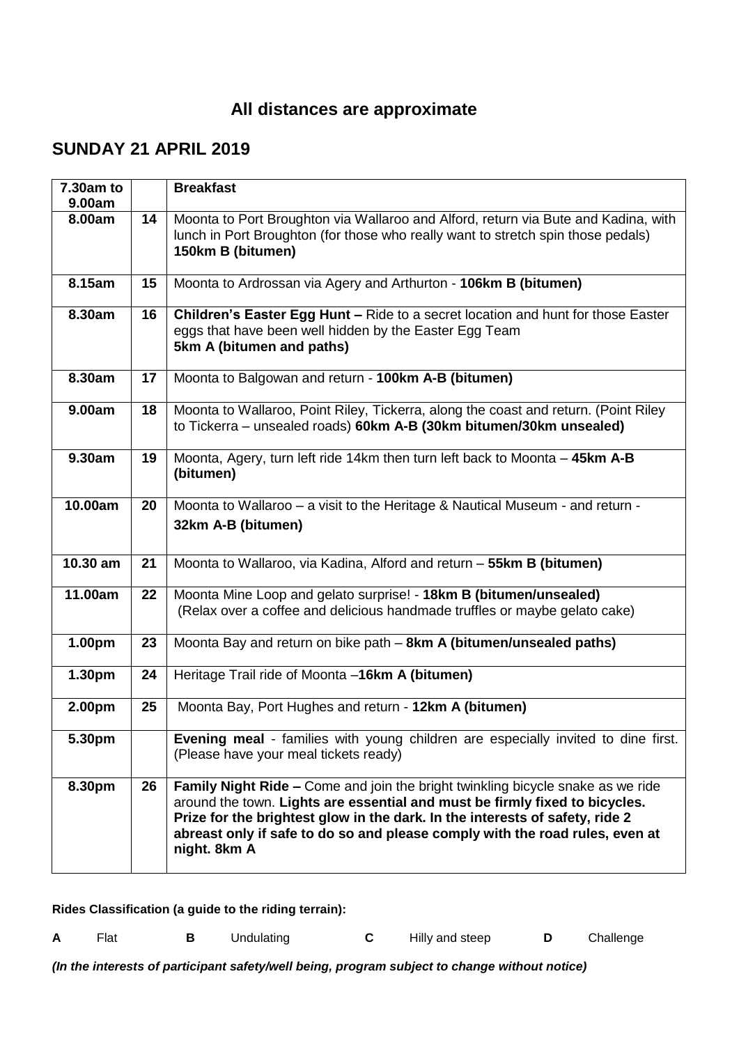## All distances are approximate

## SUNDAY 21 APRIL 2019

| Time | No. | Ride |
|---|---|---|
| 7.30am to 9.00am | | **Breakfast** |
| 8.00am | 14 | Moonta to Port Broughton via Wallaroo and Alford, return via Bute and Kadina, with lunch in Port Broughton (for those who really want to stretch spin those pedals) **150km B (bitumen)** |
| 8.15am | 15 | Moonta to Ardrossan via Agery and Arthurton - **106km B (bitumen)** |
| 8.30am | 16 | **Children's Easter Egg Hunt –** Ride to a secret location and hunt for those Easter eggs that have been well hidden by the Easter Egg Team **5km A (bitumen and paths)** |
| 8.30am | 17 | Moonta to Balgowan and return - **100km A-B (bitumen)** |
| 9.00am | 18 | Moonta to Wallaroo, Point Riley, Tickerra, along the coast and return. (Point Riley to Tickerra – unsealed roads) **60km A-B (30km bitumen/30km unsealed)** |
| 9.30am | 19 | Moonta, Agery, turn left ride 14km then turn left back to Moonta – **45km A-B (bitumen)** |
| 10.00am | 20 | Moonta to Wallaroo – a visit to the Heritage & Nautical Museum - and return - **32km A-B (bitumen)** |
| 10.30 am | 21 | Moonta to Wallaroo, via Kadina, Alford and return – **55km B (bitumen)** |
| 11.00am | 22 | Moonta Mine Loop and gelato surprise! - **18km B (bitumen/unsealed)** (Relax over a coffee and delicious handmade truffles or maybe gelato cake) |
| 1.00pm | 23 | Moonta Bay and return on bike path – **8km A (bitumen/unsealed paths)** |
| 1.30pm | 24 | Heritage Trail ride of Moonta –**16km A (bitumen)** |
| 2.00pm | 25 | Moonta Bay, Port Hughes and return - **12km A (bitumen)** |
| 5.30pm | | **Evening meal** - families with young children are especially invited to dine first. (Please have your meal tickets ready) |
| 8.30pm | 26 | **Family Night Ride –** Come and join the bright twinkling bicycle snake as we ride around the town. **Lights are essential and must be firmly fixed to bicycles. Prize for the brightest glow in the dark. In the interests of safety, ride 2 abreast only if safe to do so and please comply with the road rules, even at night. 8km A** |

**Rides Classification (a guide to the riding terrain):**

**A** Flat **B** Undulating **C** Hilly and steep **D** Challenge

***(In the interests of participant safety/well being, program subject to change without notice)***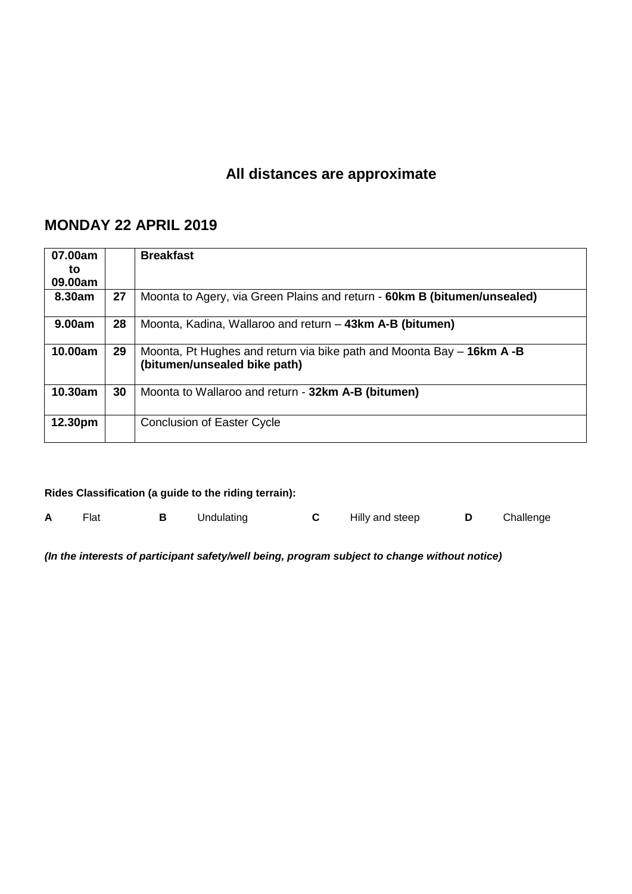## All distances are approximate

## MONDAY 22 APRIL 2019

| | | |
|---|---|---|
| **07.00am to 09.00am** | | **Breakfast** |
| **8.30am** | **27** | Moonta to Agery, via Green Plains and return - **60km B (bitumen/unsealed)** |
| **9.00am** | **28** | Moonta, Kadina, Wallaroo and return – **43km A-B (bitumen)** |
| **10.00am** | **29** | Moonta, Pt Hughes and return via bike path and Moonta Bay – **16km A -B (bitumen/unsealed bike path)** |
| **10.30am** | **30** | Moonta to Wallaroo and return - **32km A-B (bitumen)** |
| **12.30pm** | | Conclusion of Easter Cycle |

**Rides Classification (a guide to the riding terrain):**

**A** Flat **B** Undulating **C** Hilly and steep **D** Challenge

***(In the interests of participant safety/well being, program subject to change without notice)***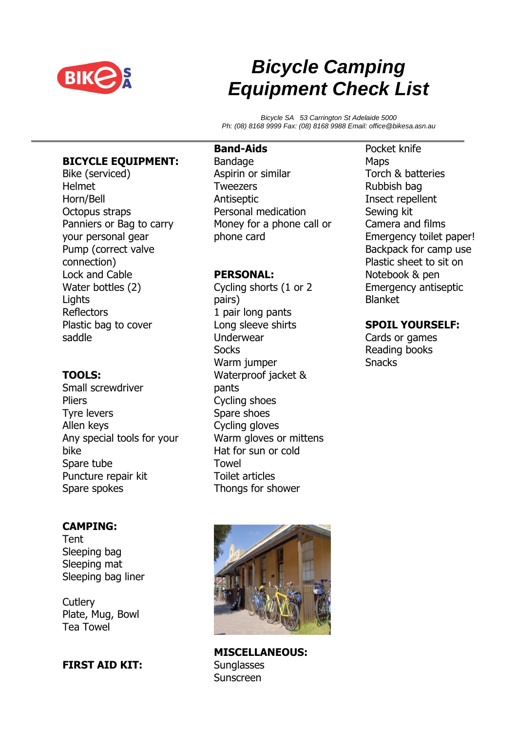# Bicycle Camping Equipment Check List

*Bicycle SA 53 Carrington St Adelaide 5000*
*Ph: (08) 8168 9999 Fax: (08) 8168 9988 Email: office@bikesa.asn.au*

---

**BICYCLE EQUIPMENT:**

Bike (serviced)
Helmet
Horn/Bell
Octopus straps
Panniers or Bag to carry your personal gear
Pump (correct valve connection)
Lock and Cable
Water bottles (2)
Lights
Reflectors
Plastic bag to cover saddle

**TOOLS:**

Small screwdriver
Pliers
Tyre levers
Allen keys
Any special tools for your bike
Spare tube
Puncture repair kit
Spare spokes

**CAMPING:**

Tent
Sleeping bag
Sleeping mat
Sleeping bag liner

Cutlery
Plate, Mug, Bowl
Tea Towel

**FIRST AID KIT:**

**Band-Aids**
Bandage
Aspirin or similar
Tweezers
Antiseptic
Personal medication
Money for a phone call or phone card

**PERSONAL:**

Cycling shorts (1 or 2 pairs)
1 pair long pants
Long sleeve shirts
Underwear
Socks
Warm jumper
Waterproof jacket & pants
Cycling shoes
Spare shoes
Cycling gloves
Warm gloves or mittens
Hat for sun or cold
Towel
Toilet articles
Thongs for shower

**MISCELLANEOUS:**

Sunglasses
Sunscreen
Pocket knife
Maps
Torch & batteries
Rubbish bag
Insect repellent
Sewing kit
Camera and films
Emergency toilet paper!
Backpack for camp use
Plastic sheet to sit on
Notebook & pen
Emergency antiseptic
Blanket

**SPOIL YOURSELF:**

Cards or games
Reading books
Snacks